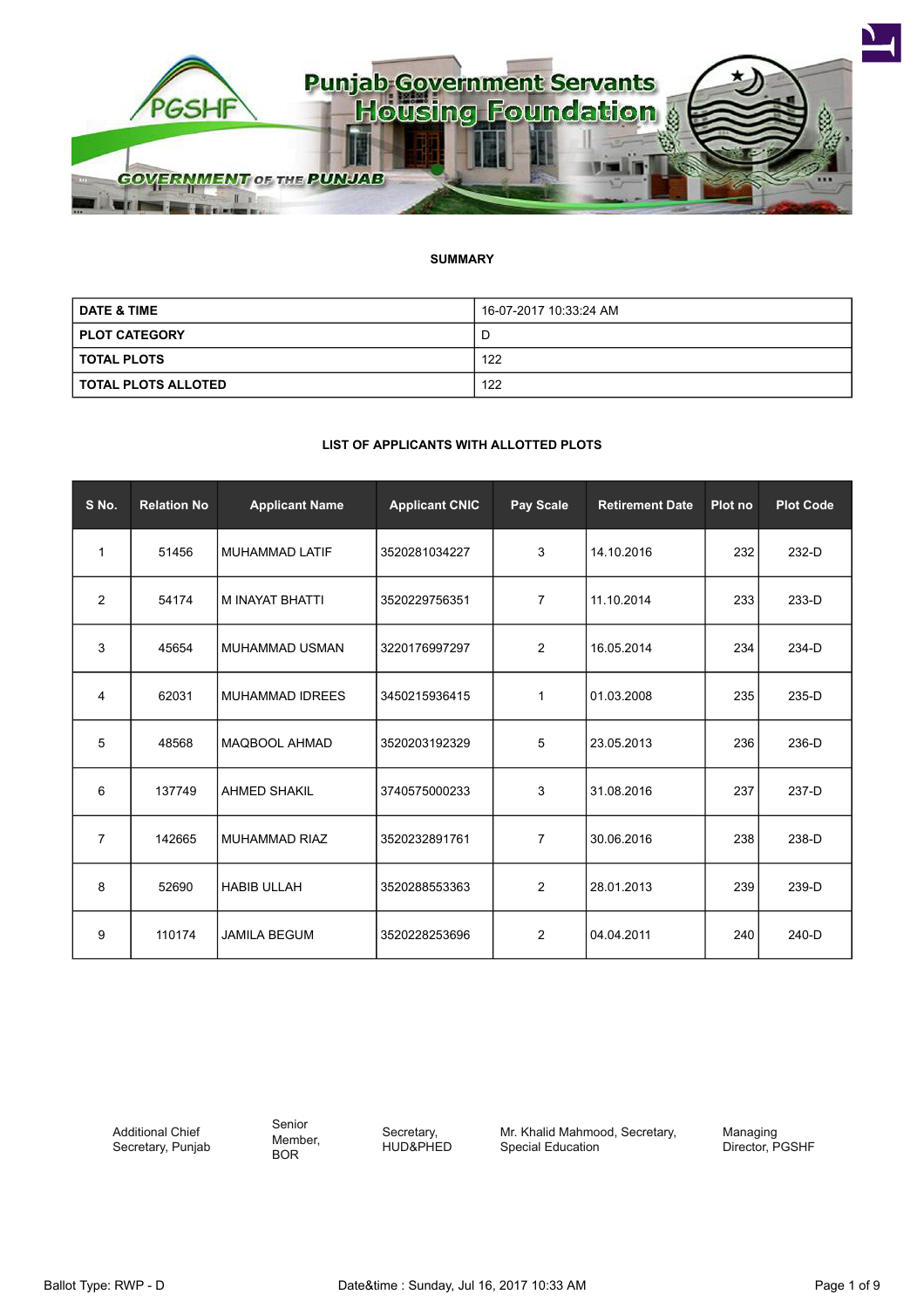Punjab Government Servants Housing Foundation

GOVERNMENT OF THE PUNJAB

**SUMMARY**

| DATE & TIME | 16-07-2017 10:33:24 AM |
|---|---|
| PLOT CATEGORY | D |
| TOTAL PLOTS | 122 |
| TOTAL PLOTS ALLOTED | 122 |

**LIST OF APPLICANTS WITH ALLOTTED PLOTS**

| S No. | Relation No | Applicant Name | Applicant CNIC | Pay Scale | Retirement Date | Plot no | Plot Code |
|---|---|---|---|---|---|---|---|
| 1 | 51456 | MUHAMMAD LATIF | 3520281034227 | 3 | 14.10.2016 | 232 | 232-D |
| 2 | 54174 | M INAYAT BHATTI | 3520229756351 | 7 | 11.10.2014 | 233 | 233-D |
| 3 | 45654 | MUHAMMAD USMAN | 3220176997297 | 2 | 16.05.2014 | 234 | 234-D |
| 4 | 62031 | MUHAMMAD IDREES | 3450215936415 | 1 | 01.03.2008 | 235 | 235-D |
| 5 | 48568 | MAQBOOL AHMAD | 3520203192329 | 5 | 23.05.2013 | 236 | 236-D |
| 6 | 137749 | AHMED SHAKIL | 3740575000233 | 3 | 31.08.2016 | 237 | 237-D |
| 7 | 142665 | MUHAMMAD RIAZ | 3520232891761 | 7 | 30.06.2016 | 238 | 238-D |
| 8 | 52690 | HABIB ULLAH | 3520288553363 | 2 | 28.01.2013 | 239 | 239-D |
| 9 | 110174 | JAMILA BEGUM | 3520228253696 | 2 | 04.04.2011 | 240 | 240-D |

Additional Chief Secretary, Punjab | Senior Member, BOR | Secretary, HUD&PHED | Mr. Khalid Mahmood, Secretary, Special Education | Managing Director, PGSHF

Ballot Type: RWP - D | Date&time : Sunday, Jul 16, 2017 10:33 AM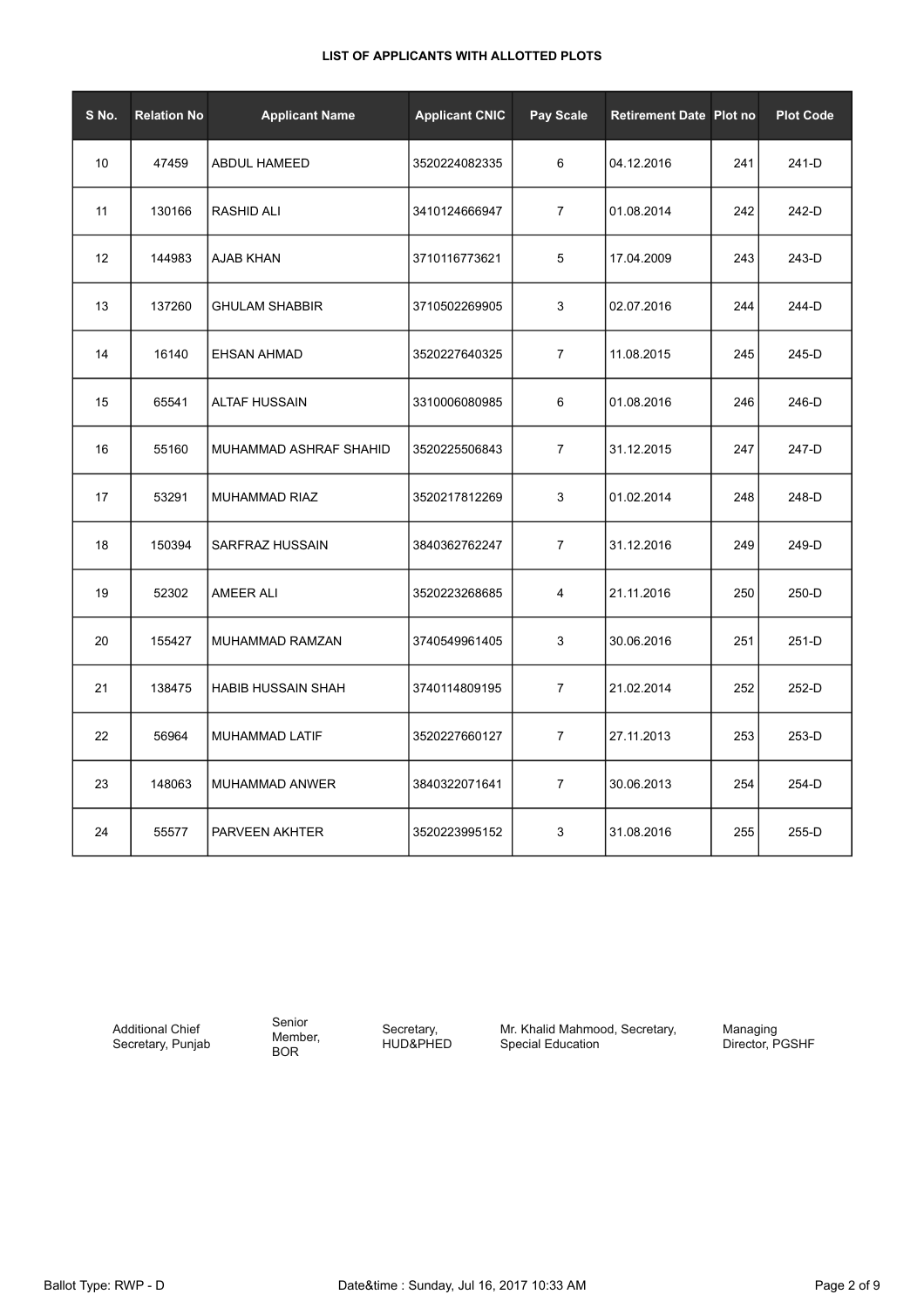**LIST OF APPLICANTS WITH ALLOTTED PLOTS**

| S No. | Relation No | Applicant Name | Applicant CNIC | Pay Scale | Retirement Date | Plot no | Plot Code |
|---|---|---|---|---|---|---|---|
| 10 | 47459 | ABDUL HAMEED | 3520224082335 | 6 | 04.12.2016 | 241 | 241-D |
| 11 | 130166 | RASHID ALI | 3410124666947 | 7 | 01.08.2014 | 242 | 242-D |
| 12 | 144983 | AJAB KHAN | 3710116773621 | 5 | 17.04.2009 | 243 | 243-D |
| 13 | 137260 | GHULAM SHABBIR | 3710502269905 | 3 | 02.07.2016 | 244 | 244-D |
| 14 | 16140 | EHSAN AHMAD | 3520227640325 | 7 | 11.08.2015 | 245 | 245-D |
| 15 | 65541 | ALTAF HUSSAIN | 3310006080985 | 6 | 01.08.2016 | 246 | 246-D |
| 16 | 55160 | MUHAMMAD ASHRAF SHAHID | 3520225506843 | 7 | 31.12.2015 | 247 | 247-D |
| 17 | 53291 | MUHAMMAD RIAZ | 3520217812269 | 3 | 01.02.2014 | 248 | 248-D |
| 18 | 150394 | SARFRAZ HUSSAIN | 3840362762247 | 7 | 31.12.2016 | 249 | 249-D |
| 19 | 52302 | AMEER ALI | 3520223268685 | 4 | 21.11.2016 | 250 | 250-D |
| 20 | 155427 | MUHAMMAD RAMZAN | 3740549961405 | 3 | 30.06.2016 | 251 | 251-D |
| 21 | 138475 | HABIB HUSSAIN SHAH | 3740114809195 | 7 | 21.02.2014 | 252 | 252-D |
| 22 | 56964 | MUHAMMAD LATIF | 3520227660127 | 7 | 27.11.2013 | 253 | 253-D |
| 23 | 148063 | MUHAMMAD ANWER | 3840322071641 | 7 | 30.06.2013 | 254 | 254-D |
| 24 | 55577 | PARVEEN AKHTER | 3520223995152 | 3 | 31.08.2016 | 255 | 255-D |

Additional Chief Secretary, Punjab

Senior Member, BOR

Secretary, HUD&PHED

Mr. Khalid Mahmood, Secretary, Special Education

Managing Director, PGSHF

Ballot Type: RWP - D

Date&time : Sunday, Jul 16, 2017 10:33 AM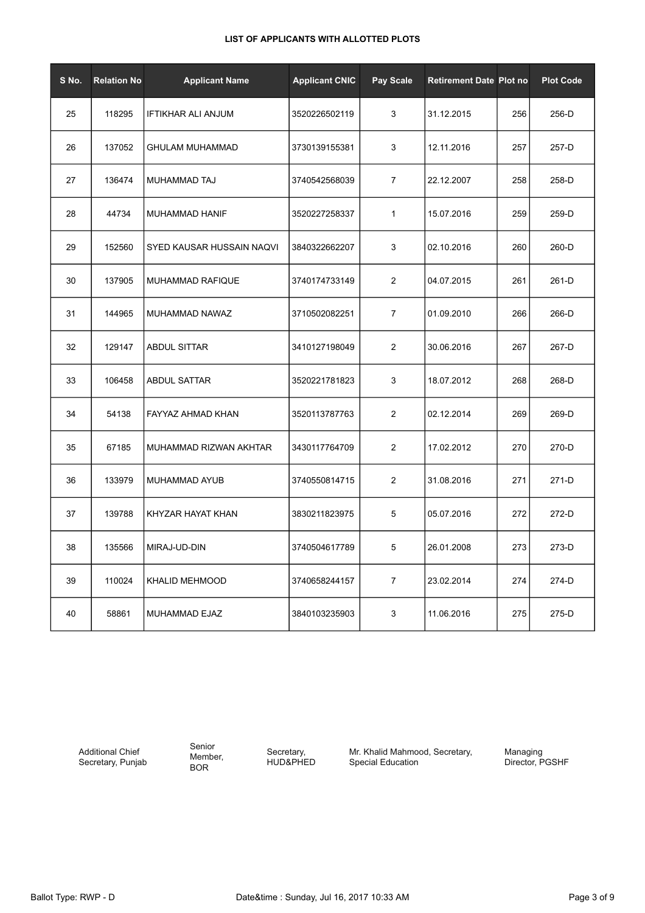**LIST OF APPLICANTS WITH ALLOTTED PLOTS**

| S No. | Relation No | Applicant Name | Applicant CNIC | Pay Scale | Retirement Date | Plot no | Plot Code |
|---|---|---|---|---|---|---|---|
| 25 | 118295 | IFTIKHAR ALI ANJUM | 3520226502119 | 3 | 31.12.2015 | 256 | 256-D |
| 26 | 137052 | GHULAM MUHAMMAD | 3730139155381 | 3 | 12.11.2016 | 257 | 257-D |
| 27 | 136474 | MUHAMMAD TAJ | 3740542568039 | 7 | 22.12.2007 | 258 | 258-D |
| 28 | 44734 | MUHAMMAD HANIF | 3520227258337 | 1 | 15.07.2016 | 259 | 259-D |
| 29 | 152560 | SYED KAUSAR HUSSAIN NAQVI | 3840322662207 | 3 | 02.10.2016 | 260 | 260-D |
| 30 | 137905 | MUHAMMAD RAFIQUE | 3740174733149 | 2 | 04.07.2015 | 261 | 261-D |
| 31 | 144965 | MUHAMMAD NAWAZ | 3710502082251 | 7 | 01.09.2010 | 266 | 266-D |
| 32 | 129147 | ABDUL SITTAR | 3410127198049 | 2 | 30.06.2016 | 267 | 267-D |
| 33 | 106458 | ABDUL SATTAR | 3520221781823 | 3 | 18.07.2012 | 268 | 268-D |
| 34 | 54138 | FAYYAZ AHMAD KHAN | 3520113787763 | 2 | 02.12.2014 | 269 | 269-D |
| 35 | 67185 | MUHAMMAD RIZWAN AKHTAR | 3430117764709 | 2 | 17.02.2012 | 270 | 270-D |
| 36 | 133979 | MUHAMMAD AYUB | 3740550814715 | 2 | 31.08.2016 | 271 | 271-D |
| 37 | 139788 | KHYZAR HAYAT KHAN | 3830211823975 | 5 | 05.07.2016 | 272 | 272-D |
| 38 | 135566 | MIRAJ-UD-DIN | 3740504617789 | 5 | 26.01.2008 | 273 | 273-D |
| 39 | 110024 | KHALID MEHMOOD | 3740658244157 | 7 | 23.02.2014 | 274 | 274-D |
| 40 | 58861 | MUHAMMAD EJAZ | 3840103235903 | 3 | 11.06.2016 | 275 | 275-D |

Additional Chief Secretary, Punjab

Senior Member, BOR

Secretary, HUD&PHED

Mr. Khalid Mahmood, Secretary, Special Education

Managing Director, PGSHF

Ballot Type: RWP - D

Date&time : Sunday, Jul 16, 2017 10:33 AM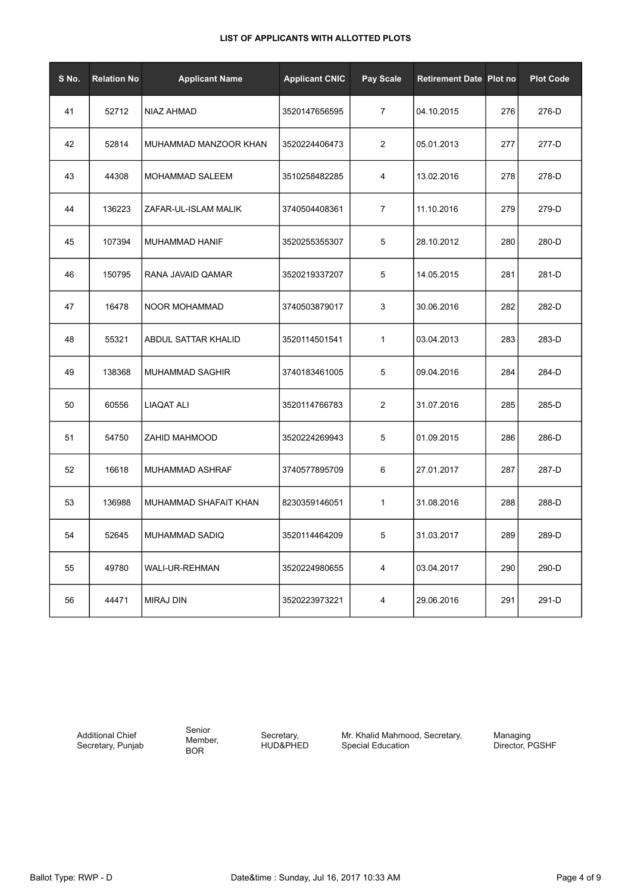# LIST OF APPLICANTS WITH ALLOTTED PLOTS

| S No. | Relation No | Applicant Name | Applicant CNIC | Pay Scale | Retirement Date | Plot no | Plot Code |
|---|---|---|---|---|---|---|---|
| 41 | 52712 | NIAZ AHMAD | 3520147656595 | 7 | 04.10.2015 | 276 | 276-D |
| 42 | 52814 | MUHAMMAD MANZOOR KHAN | 3520224406473 | 2 | 05.01.2013 | 277 | 277-D |
| 43 | 44308 | MOHAMMAD SALEEM | 3510258482285 | 4 | 13.02.2016 | 278 | 278-D |
| 44 | 136223 | ZAFAR-UL-ISLAM MALIK | 3740504408361 | 7 | 11.10.2016 | 279 | 279-D |
| 45 | 107394 | MUHAMMAD HANIF | 3520255355307 | 5 | 28.10.2012 | 280 | 280-D |
| 46 | 150795 | RANA JAVAID QAMAR | 3520219337207 | 5 | 14.05.2015 | 281 | 281-D |
| 47 | 16478 | NOOR MOHAMMAD | 3740503879017 | 3 | 30.06.2016 | 282 | 282-D |
| 48 | 55321 | ABDUL SATTAR KHALID | 3520114501541 | 1 | 03.04.2013 | 283 | 283-D |
| 49 | 138368 | MUHAMMAD SAGHIR | 3740183461005 | 5 | 09.04.2016 | 284 | 284-D |
| 50 | 60556 | LIAQAT ALI | 3520114766783 | 2 | 31.07.2016 | 285 | 285-D |
| 51 | 54750 | ZAHID MAHMOOD | 3520224269943 | 5 | 01.09.2015 | 286 | 286-D |
| 52 | 16618 | MUHAMMAD ASHRAF | 3740577895709 | 6 | 27.01.2017 | 287 | 287-D |
| 53 | 136988 | MUHAMMAD SHAFAIT KHAN | 8230359146051 | 1 | 31.08.2016 | 288 | 288-D |
| 54 | 52645 | MUHAMMAD SADIQ | 3520114464209 | 5 | 31.03.2017 | 289 | 289-D |
| 55 | 49780 | WALI-UR-REHMAN | 3520224980655 | 4 | 03.04.2017 | 290 | 290-D |
| 56 | 44471 | MIRAJ DIN | 3520223973221 | 4 | 29.06.2016 | 291 | 291-D |

Additional Chief Secretary, Punjab | Senior Member, BOR | Secretary, HUD&PHED | Mr. Khalid Mahmood, Secretary, Special Education | Managing Director, PGSHF

Ballot Type: RWP - D | Date&time : Sunday, Jul 16, 2017 10:33 AM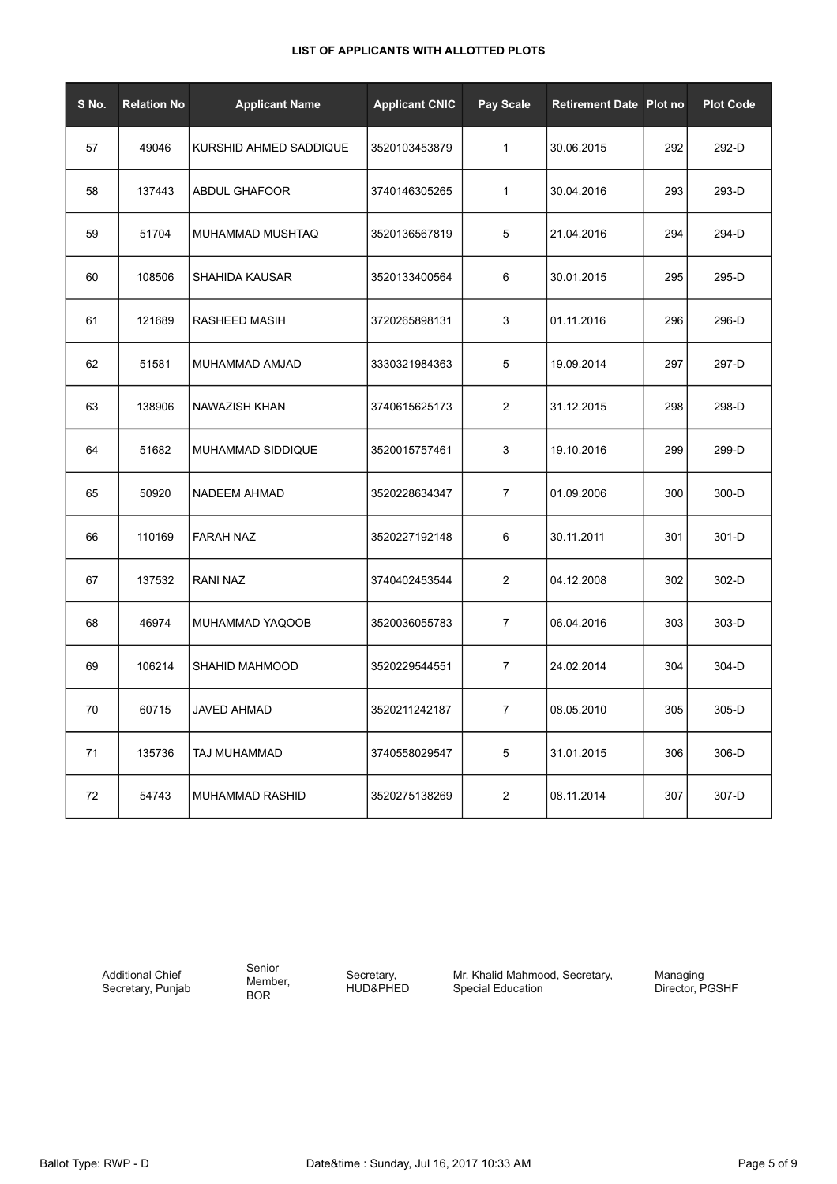## LIST OF APPLICANTS WITH ALLOTTED PLOTS

| S No. | Relation No | Applicant Name | Applicant CNIC | Pay Scale | Retirement Date | Plot no | Plot Code |
|---|---|---|---|---|---|---|---|
| 57 | 49046 | KURSHID AHMED SADDIQUE | 3520103453879 | 1 | 30.06.2015 | 292 | 292-D |
| 58 | 137443 | ABDUL GHAFOOR | 3740146305265 | 1 | 30.04.2016 | 293 | 293-D |
| 59 | 51704 | MUHAMMAD MUSHTAQ | 3520136567819 | 5 | 21.04.2016 | 294 | 294-D |
| 60 | 108506 | SHAHIDA KAUSAR | 3520133400564 | 6 | 30.01.2015 | 295 | 295-D |
| 61 | 121689 | RASHEED MASIH | 3720265898131 | 3 | 01.11.2016 | 296 | 296-D |
| 62 | 51581 | MUHAMMAD AMJAD | 3330321984363 | 5 | 19.09.2014 | 297 | 297-D |
| 63 | 138906 | NAWAZISH KHAN | 3740615625173 | 2 | 31.12.2015 | 298 | 298-D |
| 64 | 51682 | MUHAMMAD SIDDIQUE | 3520015757461 | 3 | 19.10.2016 | 299 | 299-D |
| 65 | 50920 | NADEEM AHMAD | 3520228634347 | 7 | 01.09.2006 | 300 | 300-D |
| 66 | 110169 | FARAH NAZ | 3520227192148 | 6 | 30.11.2011 | 301 | 301-D |
| 67 | 137532 | RANI NAZ | 3740402453544 | 2 | 04.12.2008 | 302 | 302-D |
| 68 | 46974 | MUHAMMAD YAQOOB | 3520036055783 | 7 | 06.04.2016 | 303 | 303-D |
| 69 | 106214 | SHAHID MAHMOOD | 3520229544551 | 7 | 24.02.2014 | 304 | 304-D |
| 70 | 60715 | JAVED AHMAD | 3520211242187 | 7 | 08.05.2010 | 305 | 305-D |
| 71 | 135736 | TAJ MUHAMMAD | 3740558029547 | 5 | 31.01.2015 | 306 | 306-D |
| 72 | 54743 | MUHAMMAD RASHID | 3520275138269 | 2 | 08.11.2014 | 307 | 307-D |

Additional Chief Secretary, Punjab

Senior Member, BOR

Secretary, HUD&PHED

Mr. Khalid Mahmood, Secretary, Special Education

Managing Director, PGSHF

Ballot Type: RWP - D

Date&time : Sunday, Jul 16, 2017 10:33 AM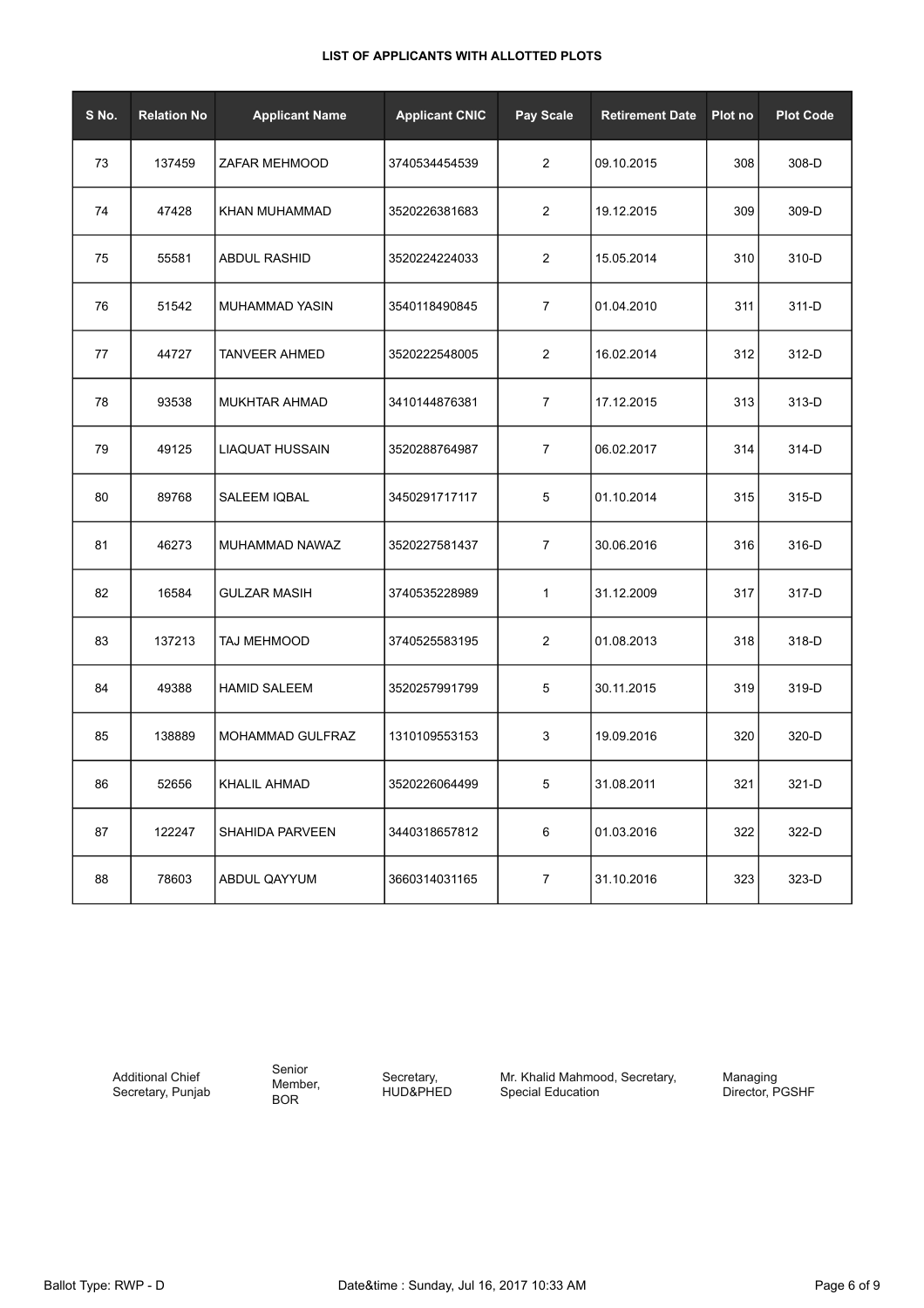**LIST OF APPLICANTS WITH ALLOTTED PLOTS**

| S No. | Relation No | Applicant Name | Applicant CNIC | Pay Scale | Retirement Date | Plot no | Plot Code |
|---|---|---|---|---|---|---|---|
| 73 | 137459 | ZAFAR MEHMOOD | 3740534454539 | 2 | 09.10.2015 | 308 | 308-D |
| 74 | 47428 | KHAN MUHAMMAD | 3520226381683 | 2 | 19.12.2015 | 309 | 309-D |
| 75 | 55581 | ABDUL RASHID | 3520224224033 | 2 | 15.05.2014 | 310 | 310-D |
| 76 | 51542 | MUHAMMAD YASIN | 3540118490845 | 7 | 01.04.2010 | 311 | 311-D |
| 77 | 44727 | TANVEER AHMED | 3520222548005 | 2 | 16.02.2014 | 312 | 312-D |
| 78 | 93538 | MUKHTAR AHMAD | 3410144876381 | 7 | 17.12.2015 | 313 | 313-D |
| 79 | 49125 | LIAQUAT HUSSAIN | 3520288764987 | 7 | 06.02.2017 | 314 | 314-D |
| 80 | 89768 | SALEEM IQBAL | 3450291717117 | 5 | 01.10.2014 | 315 | 315-D |
| 81 | 46273 | MUHAMMAD NAWAZ | 3520227581437 | 7 | 30.06.2016 | 316 | 316-D |
| 82 | 16584 | GULZAR MASIH | 3740535228989 | 1 | 31.12.2009 | 317 | 317-D |
| 83 | 137213 | TAJ MEHMOOD | 3740525583195 | 2 | 01.08.2013 | 318 | 318-D |
| 84 | 49388 | HAMID SALEEM | 3520257991799 | 5 | 30.11.2015 | 319 | 319-D |
| 85 | 138889 | MOHAMMAD GULFRAZ | 1310109553153 | 3 | 19.09.2016 | 320 | 320-D |
| 86 | 52656 | KHALIL AHMAD | 3520226064499 | 5 | 31.08.2011 | 321 | 321-D |
| 87 | 122247 | SHAHIDA PARVEEN | 3440318657812 | 6 | 01.03.2016 | 322 | 322-D |
| 88 | 78603 | ABDUL QAYYUM | 3660314031165 | 7 | 31.10.2016 | 323 | 323-D |

Additional Chief Secretary, Punjab | Senior Member, BOR | Secretary, HUD&PHED | Mr. Khalid Mahmood, Secretary, Special Education | Managing Director, PGSHF

Ballot Type: RWP - D | Date&time : Sunday, Jul 16, 2017 10:33 AM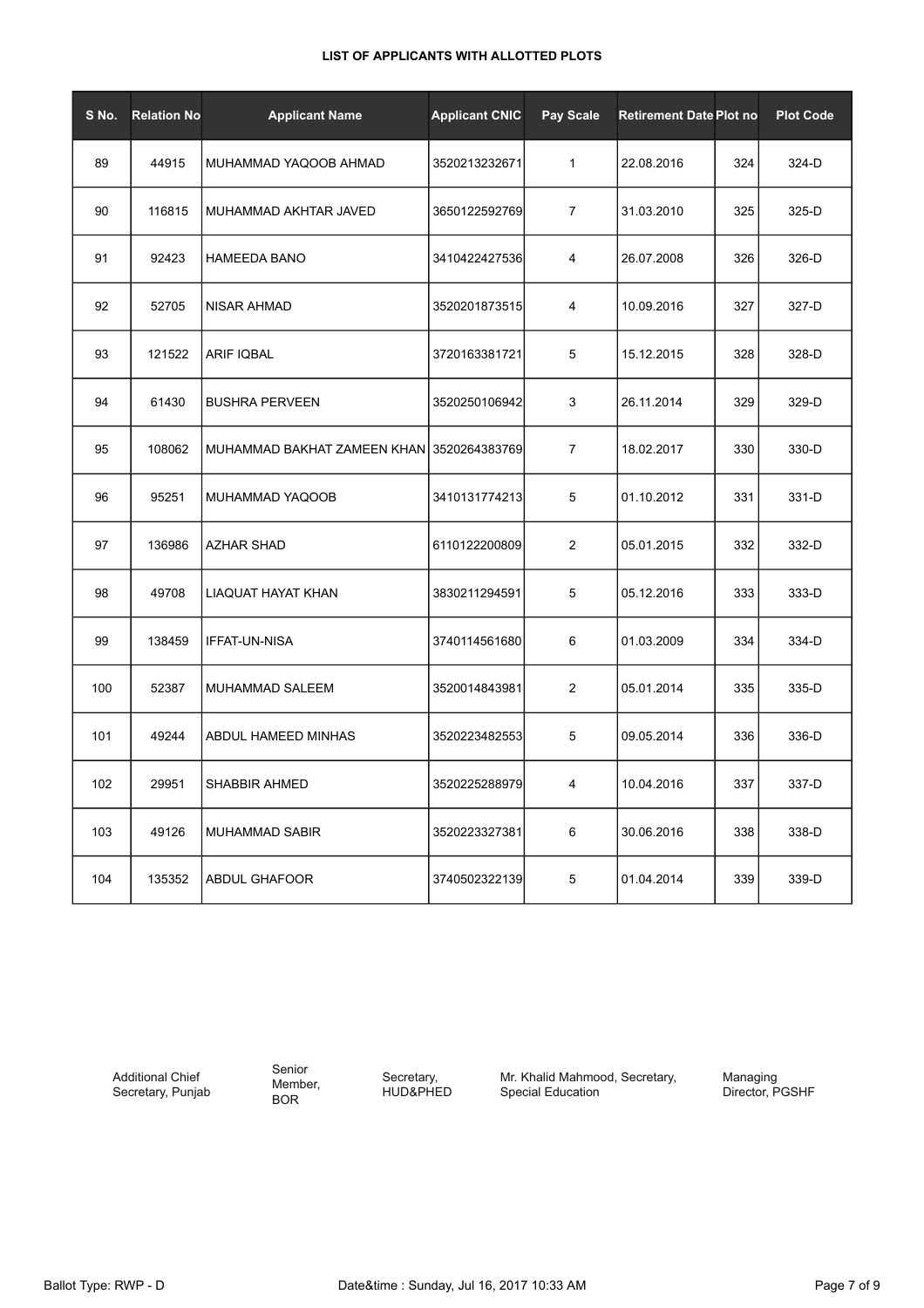LIST OF APPLICANTS WITH ALLOTTED PLOTS

| S No. | Relation No | Applicant Name | Applicant CNIC | Pay Scale | Retirement Date | Plot no | Plot Code |
|---|---|---|---|---|---|---|---|
| 89 | 44915 | MUHAMMAD YAQOOB AHMAD | 3520213232671 | 1 | 22.08.2016 | 324 | 324-D |
| 90 | 116815 | MUHAMMAD AKHTAR JAVED | 3650122592769 | 7 | 31.03.2010 | 325 | 325-D |
| 91 | 92423 | HAMEEDA BANO | 3410422427536 | 4 | 26.07.2008 | 326 | 326-D |
| 92 | 52705 | NISAR AHMAD | 3520201873515 | 4 | 10.09.2016 | 327 | 327-D |
| 93 | 121522 | ARIF IQBAL | 3720163381721 | 5 | 15.12.2015 | 328 | 328-D |
| 94 | 61430 | BUSHRA PERVEEN | 3520250106942 | 3 | 26.11.2014 | 329 | 329-D |
| 95 | 108062 | MUHAMMAD BAKHAT ZAMEEN KHAN | 3520264383769 | 7 | 18.02.2017 | 330 | 330-D |
| 96 | 95251 | MUHAMMAD YAQOOB | 3410131774213 | 5 | 01.10.2012 | 331 | 331-D |
| 97 | 136986 | AZHAR SHAD | 6110122200809 | 2 | 05.01.2015 | 332 | 332-D |
| 98 | 49708 | LIAQUAT HAYAT KHAN | 3830211294591 | 5 | 05.12.2016 | 333 | 333-D |
| 99 | 138459 | IFFAT-UN-NISA | 3740114561680 | 6 | 01.03.2009 | 334 | 334-D |
| 100 | 52387 | MUHAMMAD SALEEM | 3520014843981 | 2 | 05.01.2014 | 335 | 335-D |
| 101 | 49244 | ABDUL HAMEED MINHAS | 3520223482553 | 5 | 09.05.2014 | 336 | 336-D |
| 102 | 29951 | SHABBIR AHMED | 3520225288979 | 4 | 10.04.2016 | 337 | 337-D |
| 103 | 49126 | MUHAMMAD SABIR | 3520223327381 | 6 | 30.06.2016 | 338 | 338-D |
| 104 | 135352 | ABDUL GHAFOOR | 3740502322139 | 5 | 01.04.2014 | 339 | 339-D |

Additional Chief Secretary, Punjab

Senior Member, BOR

Secretary, HUD&PHED

Mr. Khalid Mahmood, Secretary, Special Education

Managing Director, PGSHF

Ballot Type: RWP - D

Date&time : Sunday, Jul 16, 2017 10:33 AM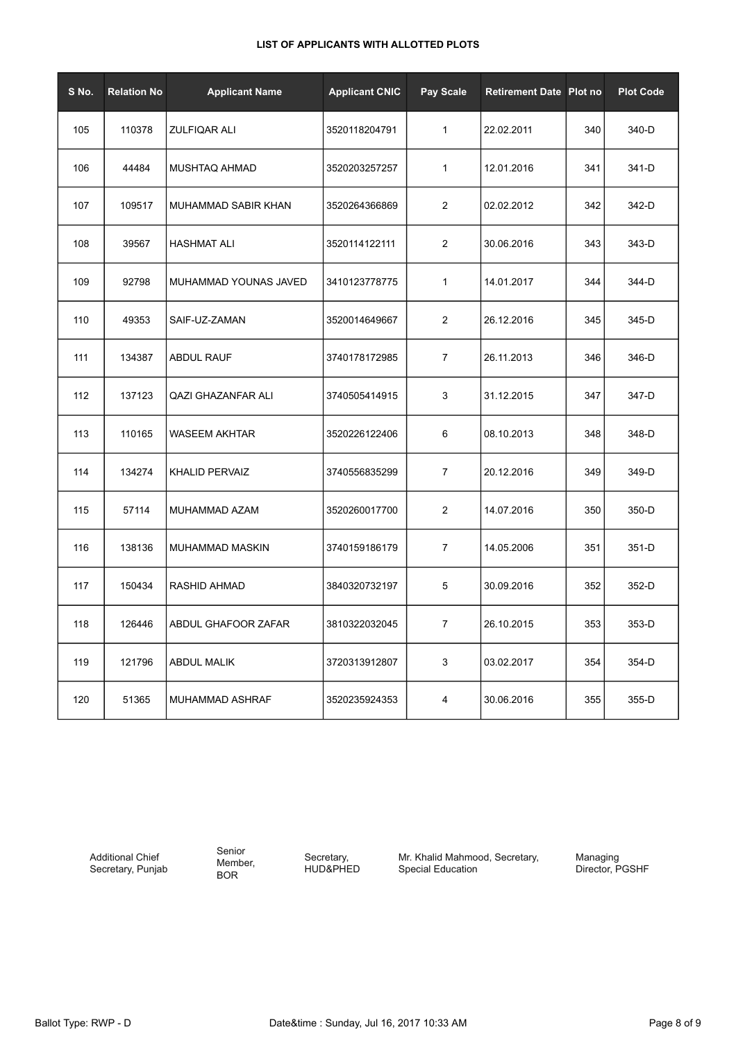**LIST OF APPLICANTS WITH ALLOTTED PLOTS**

| S No. | Relation No | Applicant Name | Applicant CNIC | Pay Scale | Retirement Date | Plot no | Plot Code |
|---|---|---|---|---|---|---|---|
| 105 | 110378 | ZULFIQAR ALI | 3520118204791 | 1 | 22.02.2011 | 340 | 340-D |
| 106 | 44484 | MUSHTAQ AHMAD | 3520203257257 | 1 | 12.01.2016 | 341 | 341-D |
| 107 | 109517 | MUHAMMAD SABIR KHAN | 3520264366869 | 2 | 02.02.2012 | 342 | 342-D |
| 108 | 39567 | HASHMAT ALI | 3520114122111 | 2 | 30.06.2016 | 343 | 343-D |
| 109 | 92798 | MUHAMMAD YOUNAS JAVED | 3410123778775 | 1 | 14.01.2017 | 344 | 344-D |
| 110 | 49353 | SAIF-UZ-ZAMAN | 3520014649667 | 2 | 26.12.2016 | 345 | 345-D |
| 111 | 134387 | ABDUL RAUF | 3740178172985 | 7 | 26.11.2013 | 346 | 346-D |
| 112 | 137123 | QAZI GHAZANFAR ALI | 3740505414915 | 3 | 31.12.2015 | 347 | 347-D |
| 113 | 110165 | WASEEM AKHTAR | 3520226122406 | 6 | 08.10.2013 | 348 | 348-D |
| 114 | 134274 | KHALID PERVAIZ | 3740556835299 | 7 | 20.12.2016 | 349 | 349-D |
| 115 | 57114 | MUHAMMAD AZAM | 3520260017700 | 2 | 14.07.2016 | 350 | 350-D |
| 116 | 138136 | MUHAMMAD MASKIN | 3740159186179 | 7 | 14.05.2006 | 351 | 351-D |
| 117 | 150434 | RASHID AHMAD | 3840320732197 | 5 | 30.09.2016 | 352 | 352-D |
| 118 | 126446 | ABDUL GHAFOOR ZAFAR | 3810322032045 | 7 | 26.10.2015 | 353 | 353-D |
| 119 | 121796 | ABDUL MALIK | 3720313912807 | 3 | 03.02.2017 | 354 | 354-D |
| 120 | 51365 | MUHAMMAD ASHRAF | 3520235924353 | 4 | 30.06.2016 | 355 | 355-D |

Additional Chief Secretary, Punjab

Senior Member, BOR

Secretary, HUD&PHED

Mr. Khalid Mahmood, Secretary, Special Education

Managing Director, PGSHF

Ballot Type: RWP - D

Date&time : Sunday, Jul 16, 2017 10:33 AM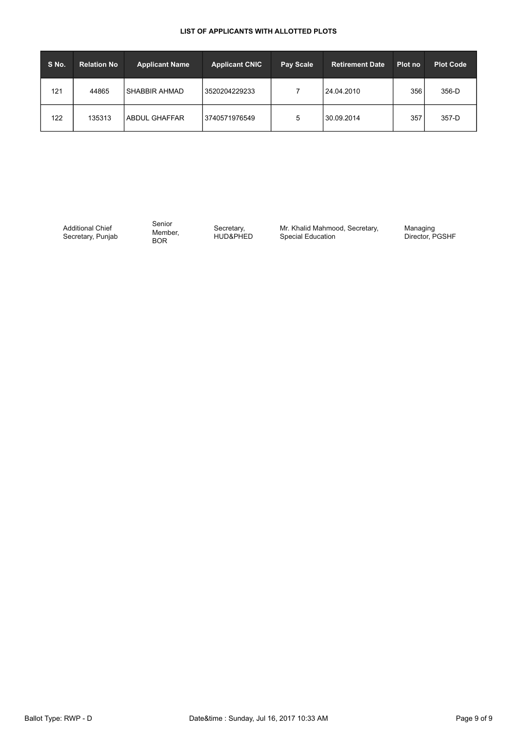**LIST OF APPLICANTS WITH ALLOTTED PLOTS**

| S No. | Relation No | Applicant Name | Applicant CNIC | Pay Scale | Retirement Date | Plot no | Plot Code |
|---|---|---|---|---|---|---|---|
| 121 | 44865 | SHABBIR AHMAD | 3520204229233 | 7 | 24.04.2010 | 356 | 356-D |
| 122 | 135313 | ABDUL GHAFFAR | 3740571976549 | 5 | 30.09.2014 | 357 | 357-D |

| | | | | |
|---|---|---|---|---|
| Additional Chief Secretary, Punjab | Senior Member, BOR | Secretary, HUD&PHED | Mr. Khalid Mahmood, Secretary, Special Education | Managing Director, PGSHF |

Ballot Type: RWP - D

Date&time : Sunday, Jul 16, 2017 10:33 AM